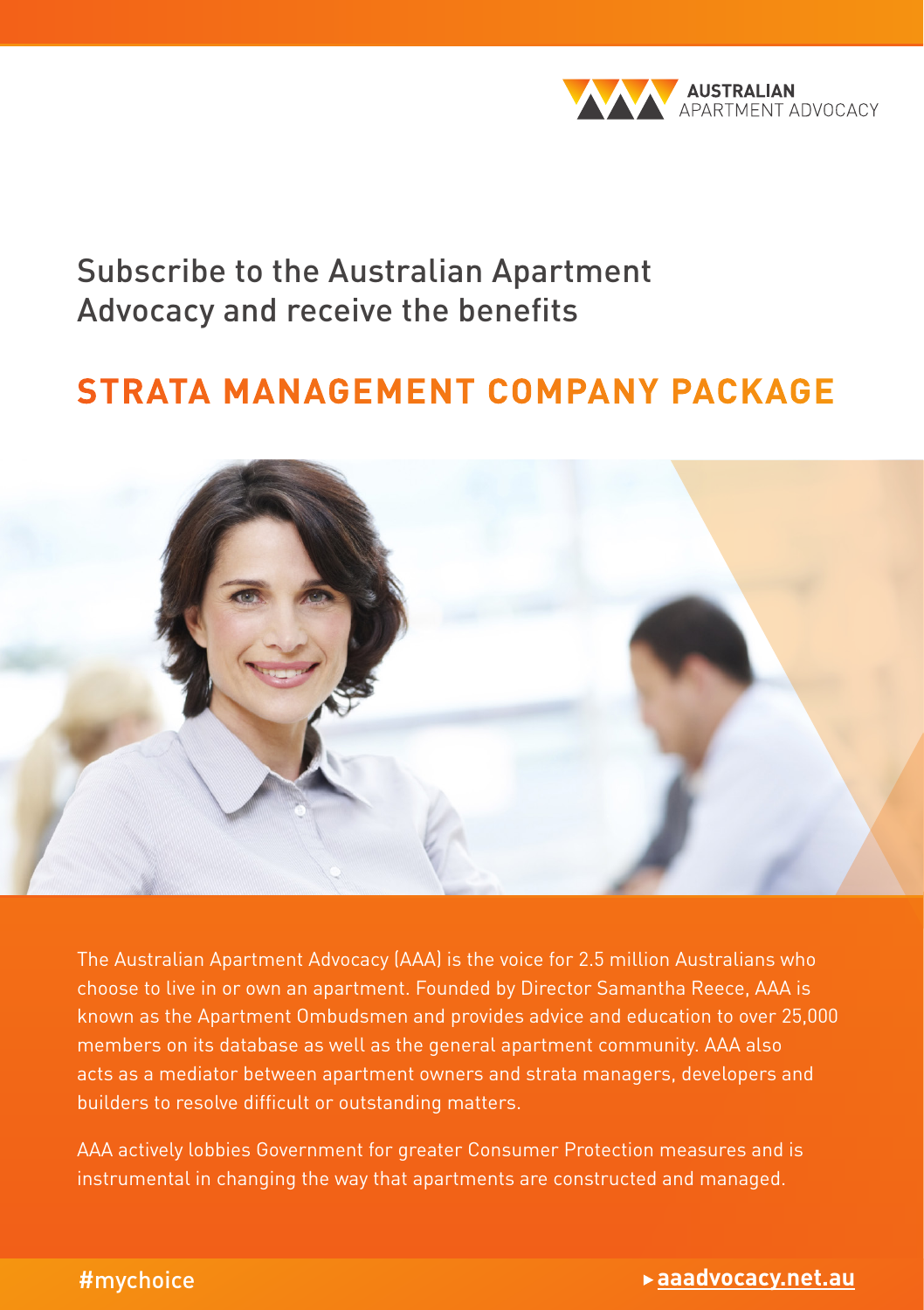AUSTRALIAN APARTMENT ADVOCACY

# Subscribe to the Australian Apartment Advocacy and receive the benefits

## STRATA MANAGEMENT COMPANY PACKAGE

The Australian Apartment Advocacy (AAA) is the voice for 2.5 million Australians who choose to live in or own an apartment. Founded by Director Samantha Reece, AAA is known as the Apartment Ombudsmen and provides advice and education to over 25,000 members on its database as well as the general apartment community. AAA also acts as a mediator between apartment owners and strata managers, developers and builders to resolve difficult or outstanding matters.

AAA actively lobbies Government for greater Consumer Protection measures and is instrumental in changing the way that apartments are constructed and managed.

#mychoice

▸ **aaadvocacy.net.au**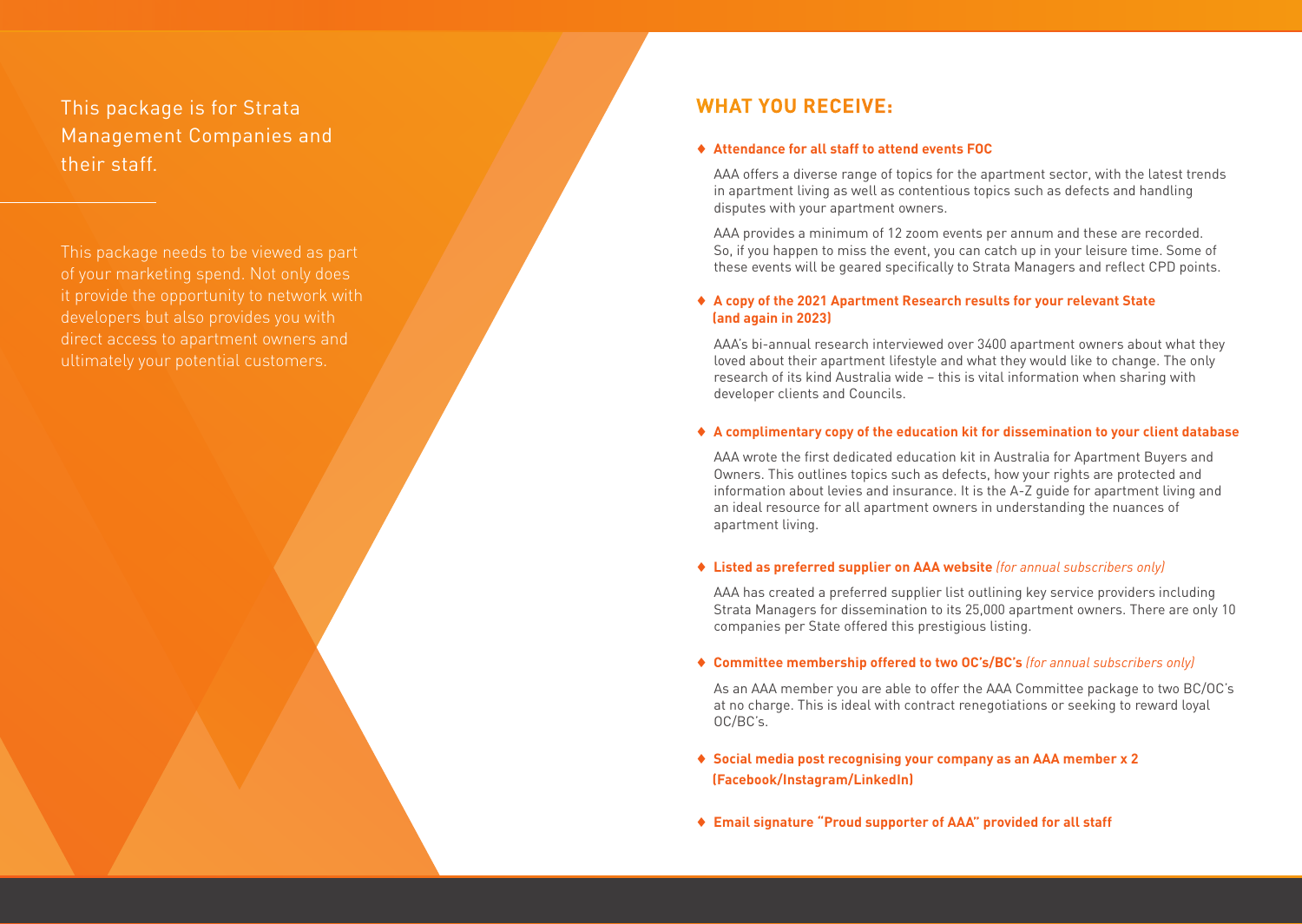This package is for Strata Management Companies and their staff.

This package needs to be viewed as part of your marketing spend. Not only does it provide the opportunity to network with developers but also provides you with direct access to apartment owners and ultimately your potential customers.

## WHAT YOU RECEIVE:

- **Attendance for all staff to attend events FOC**

  AAA offers a diverse range of topics for the apartment sector, with the latest trends in apartment living as well as contentious topics such as defects and handling disputes with your apartment owners.

  AAA provides a minimum of 12 zoom events per annum and these are recorded. So, if you happen to miss the event, you can catch up in your leisure time. Some of these events will be geared specifically to Strata Managers and reflect CPD points.

- **A copy of the 2021 Apartment Research results for your relevant State (and again in 2023)**

  AAA's bi-annual research interviewed over 3400 apartment owners about what they loved about their apartment lifestyle and what they would like to change. The only research of its kind Australia wide – this is vital information when sharing with developer clients and Councils.

- **A complimentary copy of the education kit for dissemination to your client database**

  AAA wrote the first dedicated education kit in Australia for Apartment Buyers and Owners. This outlines topics such as defects, how your rights are protected and information about levies and insurance. It is the A-Z guide for apartment living and an ideal resource for all apartment owners in understanding the nuances of apartment living.

- **Listed as preferred supplier on AAA website** *(for annual subscribers only)*

  AAA has created a preferred supplier list outlining key service providers including Strata Managers for dissemination to its 25,000 apartment owners. There are only 10 companies per State offered this prestigious listing.

- **Committee membership offered to two OC's/BC's** *(for annual subscribers only)*

  As an AAA member you are able to offer the AAA Committee package to two BC/OC's at no charge. This is ideal with contract renegotiations or seeking to reward loyal OC/BC's.

- **Social media post recognising your company as an AAA member x 2 (Facebook/Instagram/LinkedIn)**

- **Email signature "Proud supporter of AAA" provided for all staff**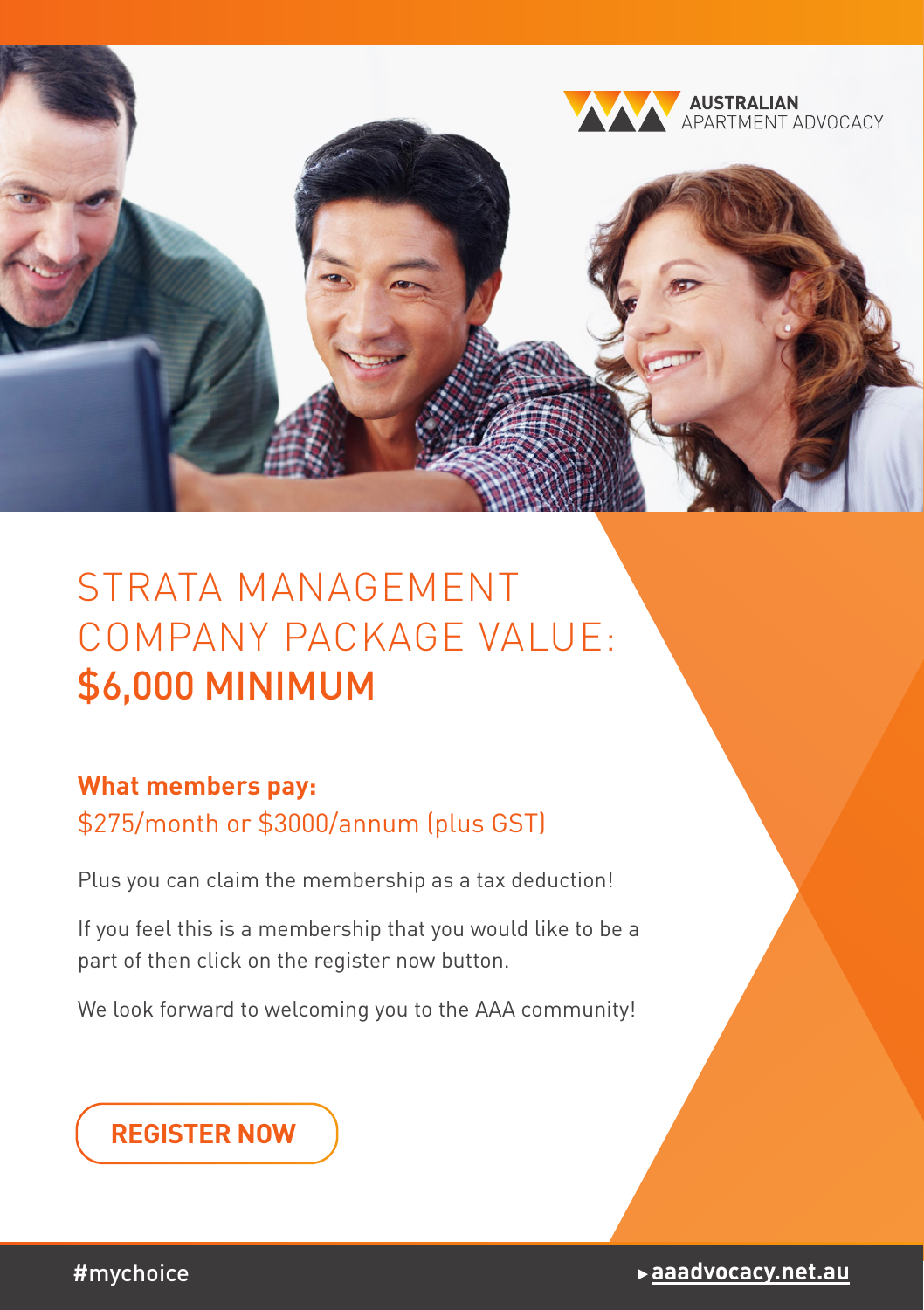AUSTRALIAN APARTMENT ADVOCACY

# STRATA MANAGEMENT COMPANY PACKAGE VALUE: **$6,000 MINIMUM**

**What members pay:**

$275/month or $3000/annum (plus GST)

Plus you can claim the membership as a tax deduction!

If you feel this is a membership that you would like to be a part of then click on the register now button.

We look forward to welcoming you to the AAA community!

**REGISTER NOW**

#mychoice

▸ **aaadvocacy.net.au**